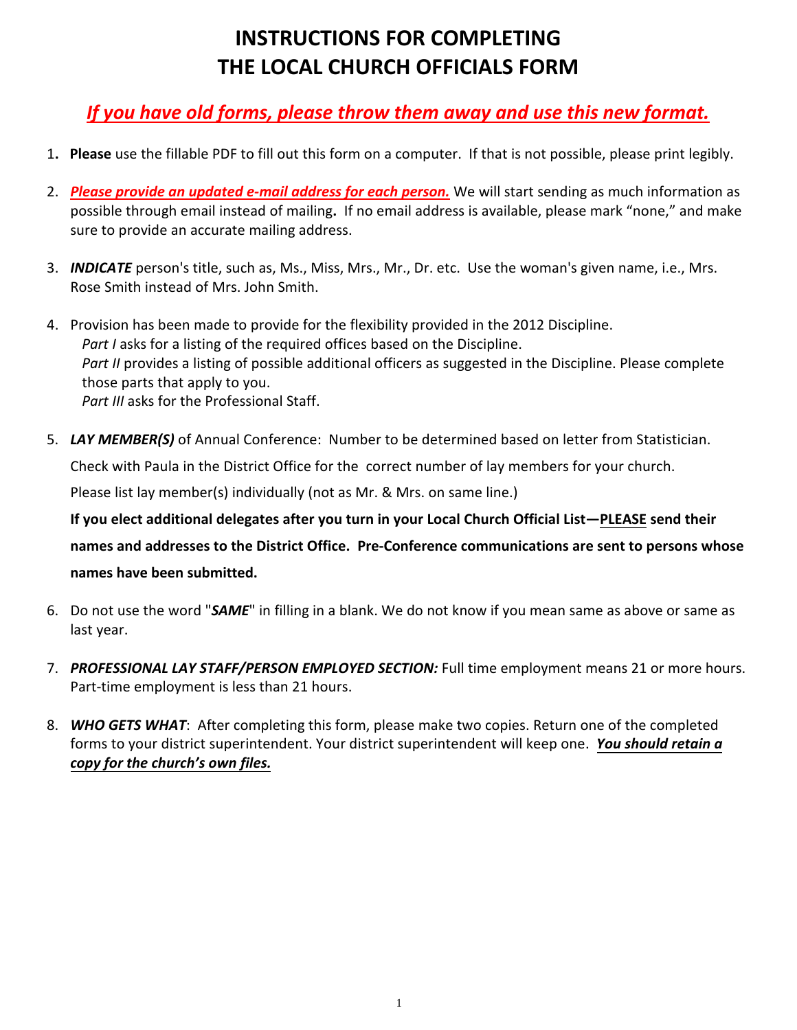# INSTRUCTIONS FOR COMPLETING THE LOCAL CHURCH OFFICIALS FORM

## *If you have old forms, please throw them away and use this new format.*

1. **Please** use the fillable PDF to fill out this form on a computer. If that is not possible, please print legibly.

2. ***Please provide an updated e-mail address for each person.*** We will start sending as much information as possible through email instead of mailing**.** If no email address is available, please mark "none," and make sure to provide an accurate mailing address.

3. ***INDICATE*** person's title, such as, Ms., Miss, Mrs., Mr., Dr. etc. Use the woman's given name, i.e., Mrs. Rose Smith instead of Mrs. John Smith.

4. Provision has been made to provide for the flexibility provided in the 2012 Discipline.
   *Part I* asks for a listing of the required offices based on the Discipline.
   *Part II* provides a listing of possible additional officers as suggested in the Discipline. Please complete those parts that apply to you.
   *Part III* asks for the Professional Staff.

5. ***LAY MEMBER(S)*** of Annual Conference: Number to be determined based on letter from Statistician.

   Check with Paula in the District Office for the correct number of lay members for your church.

   Please list lay member(s) individually (not as Mr. & Mrs. on same line.)

   **If you elect additional delegates after you turn in your Local Church Official List—PLEASE send their names and addresses to the District Office. Pre-Conference communications are sent to persons whose names have been submitted.**

6. Do not use the word "***SAME***" in filling in a blank. We do not know if you mean same as above or same as last year.

7. ***PROFESSIONAL LAY STAFF/PERSON EMPLOYED SECTION:*** Full time employment means 21 or more hours. Part-time employment is less than 21 hours.

8. ***WHO GETS WHAT***: After completing this form, please make two copies. Return one of the completed forms to your district superintendent. Your district superintendent will keep one. ***You should retain a copy for the church's own files.***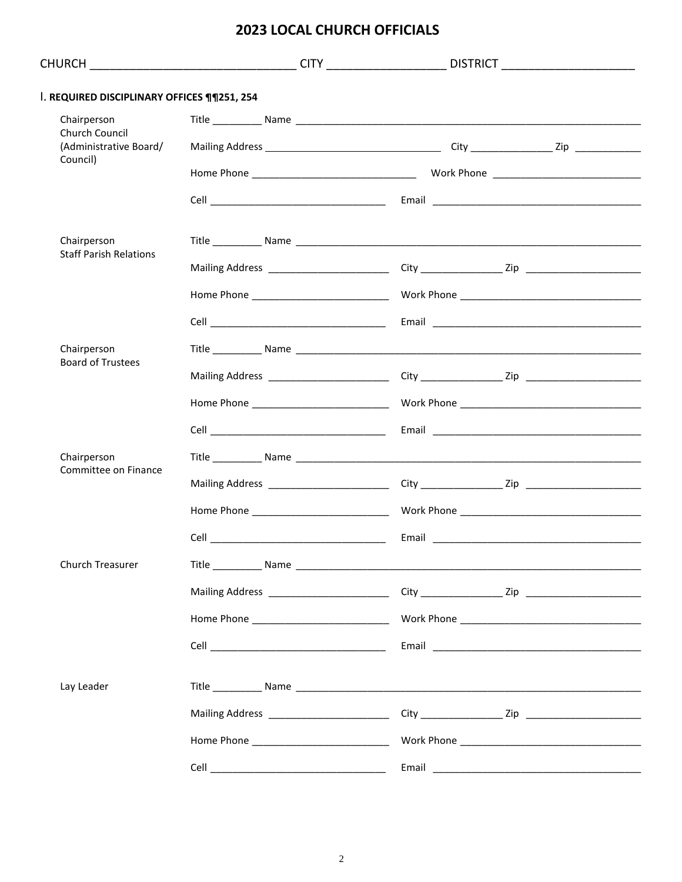# 2023 LOCAL CHURCH OFFICIALS

CHURCH ______________________________ CITY _________________ DISTRICT ____________________

## I. REQUIRED DISCIPLINARY OFFICES ¶¶251, 254

| | |
|---|---|
| Chairperson<br>Church Council<br>(Administrative Board/<br>Council) | Title _________ Name ________________________________________________ |
| | Mailing Address ______________________________ City _______________ Zip ____________ |
| | Home Phone ______________________________ Work Phone ___________________________ |
| | Cell ________________________________ Email ______________________________________ |
| Chairperson<br>Staff Parish Relations | Title _________ Name ________________________________________________ |
| | Mailing Address ______________________ City _______________ Zip _____________________ |
| | Home Phone _________________________ Work Phone ________________________________ |
| | Cell ________________________________ Email ______________________________________ |
| Chairperson<br>Board of Trustees | Title _________ Name ________________________________________________ |
| | Mailing Address ______________________ City _______________ Zip _____________________ |
| | Home Phone _________________________ Work Phone ________________________________ |
| | Cell ________________________________ Email ______________________________________ |
| Chairperson<br>Committee on Finance | Title _________ Name ________________________________________________ |
| | Mailing Address ______________________ City _______________ Zip _____________________ |
| | Home Phone _________________________ Work Phone ________________________________ |
| | Cell ________________________________ Email ______________________________________ |
| Church Treasurer | Title _________ Name ________________________________________________ |
| | Mailing Address ______________________ City _______________ Zip _____________________ |
| | Home Phone _________________________ Work Phone ________________________________ |
| | Cell ________________________________ Email ______________________________________ |
| Lay Leader | Title _________ Name ________________________________________________ |
| | Mailing Address ______________________ City _______________ Zip _____________________ |
| | Home Phone _________________________ Work Phone ________________________________ |
| | Cell ________________________________ Email ______________________________________ |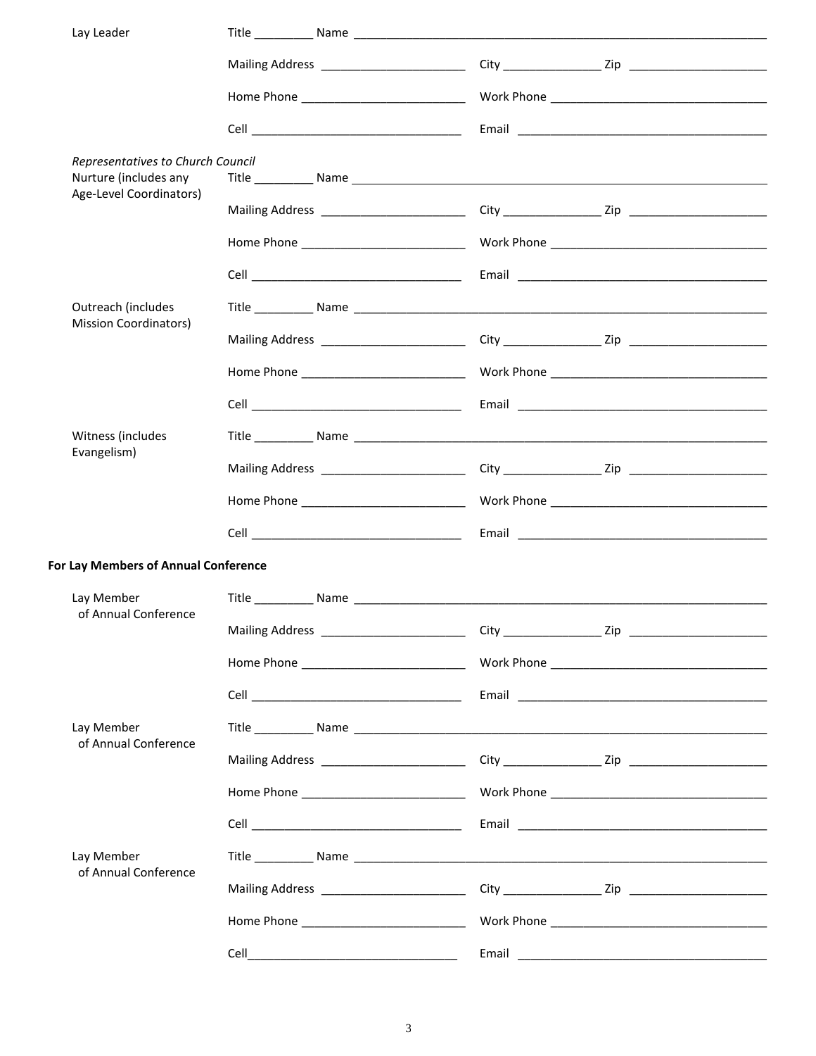Lay Leader

Title _________ Name _______________________________________________

Mailing Address ______________________ City ______________ Zip ____________________

Home Phone __________________________ Work Phone __________________________________

Cell _________________________________ Email ______________________________________

*Representatives to Church Council*

Nurture (includes any Age-Level Coordinators)

Title _________ Name _______________________________________________

Mailing Address ______________________ City ______________ Zip ____________________

Home Phone __________________________ Work Phone __________________________________

Cell _________________________________ Email ______________________________________

Outreach (includes Mission Coordinators)

Title _________ Name _______________________________________________

Mailing Address ______________________ City ______________ Zip ____________________

Home Phone __________________________ Work Phone __________________________________

Cell _________________________________ Email ______________________________________

Witness (includes Evangelism)

Title _________ Name _______________________________________________

Mailing Address ______________________ City ______________ Zip ____________________

Home Phone __________________________ Work Phone __________________________________

Cell _________________________________ Email ______________________________________

**For Lay Members of Annual Conference**

Lay Member of Annual Conference

Title _________ Name _______________________________________________

Mailing Address ______________________ City ______________ Zip ____________________

Home Phone __________________________ Work Phone __________________________________

Cell _________________________________ Email ______________________________________

Lay Member of Annual Conference

Title _________ Name _______________________________________________

Mailing Address ______________________ City ______________ Zip ____________________

Home Phone __________________________ Work Phone __________________________________

Cell _________________________________ Email ______________________________________

Lay Member of Annual Conference

Title _________ Name _______________________________________________

Mailing Address ______________________ City ______________ Zip ____________________

Home Phone __________________________ Work Phone __________________________________

Cell_________________________________ Email ______________________________________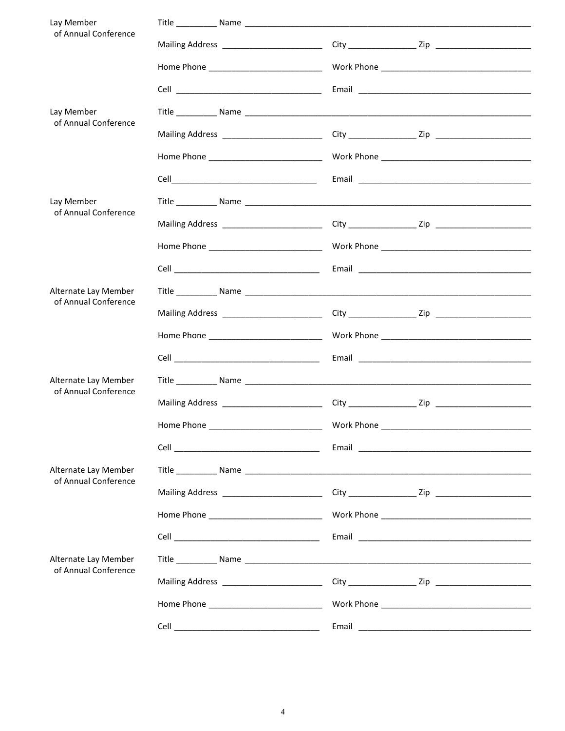Lay Member of Annual Conference

Title _________ Name ______________________________________________________________

Mailing Address ______________________ City _______________ Zip _____________________

Home Phone _________________________ Work Phone _________________________________

Cell _______________________________ Email _____________________________________

Lay Member of Annual Conference

Title _________ Name ______________________________________________________________

Mailing Address ______________________ City _______________ Zip _____________________

Home Phone _________________________ Work Phone _________________________________

Cell_______________________________ Email _____________________________________

Lay Member of Annual Conference

Title _________ Name ______________________________________________________________

Mailing Address ______________________ City _______________ Zip _____________________

Home Phone _________________________ Work Phone _________________________________

Cell _______________________________ Email _____________________________________

Alternate Lay Member of Annual Conference

Title _________ Name ______________________________________________________________

Mailing Address ______________________ City _______________ Zip _____________________

Home Phone _________________________ Work Phone _________________________________

Cell _______________________________ Email _____________________________________

Alternate Lay Member of Annual Conference

Title _________ Name ______________________________________________________________

Mailing Address ______________________ City _______________ Zip _____________________

Home Phone _________________________ Work Phone _________________________________

Cell _______________________________ Email _____________________________________

Alternate Lay Member of Annual Conference

Title _________ Name ______________________________________________________________

Mailing Address ______________________ City _______________ Zip _____________________

Home Phone _________________________ Work Phone _________________________________

Cell _______________________________ Email _____________________________________

Alternate Lay Member of Annual Conference

Title _________ Name ______________________________________________________________

Mailing Address ______________________ City _______________ Zip _____________________

Home Phone _________________________ Work Phone _________________________________

Cell _______________________________ Email _____________________________________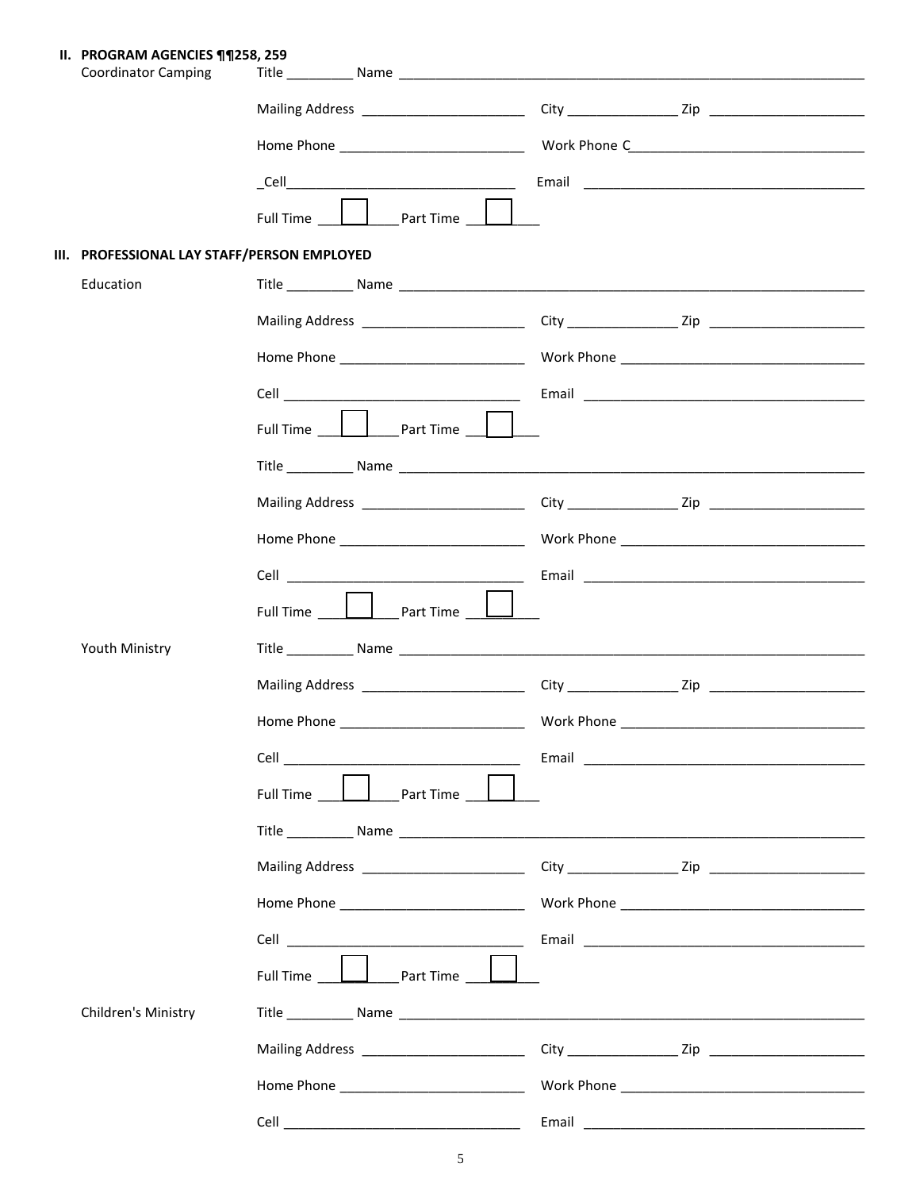## II. PROGRAM AGENCIES ¶¶258, 259

**Coordinator Camping**

Title _________ Name ___________________________________________________________________

Mailing Address ______________________ City _______________ Zip _____________________

Home Phone _________________________ Work Phone C_______________________________

_Cell________________________________ Email ______________________________________

Full Time ☐ Part Time ☐

## III. PROFESSIONAL LAY STAFF/PERSON EMPLOYED

**Education**

Title _________ Name ___________________________________________________________________

Mailing Address ______________________ City _______________ Zip _____________________

Home Phone _________________________ Work Phone ________________________________

Cell ________________________________ Email ______________________________________

Full Time ☐ Part Time ☐

Title _________ Name ___________________________________________________________________

Mailing Address ______________________ City _______________ Zip _____________________

Home Phone _________________________ Work Phone ________________________________

Cell ________________________________ Email ______________________________________

Full Time ☐ Part Time ☐

**Youth Ministry**

Title _________ Name ___________________________________________________________________

Mailing Address ______________________ City _______________ Zip _____________________

Home Phone _________________________ Work Phone ________________________________

Cell ________________________________ Email ______________________________________

Full Time ☐ Part Time ☐

Title _________ Name ___________________________________________________________________

Mailing Address ______________________ City _______________ Zip _____________________

Home Phone _________________________ Work Phone ________________________________

Cell ________________________________ Email ______________________________________

Full Time ☐ Part Time ☐

**Children's Ministry**

Title _________ Name ___________________________________________________________________

Mailing Address ______________________ City _______________ Zip _____________________

Home Phone _________________________ Work Phone ________________________________

Cell ________________________________ Email ______________________________________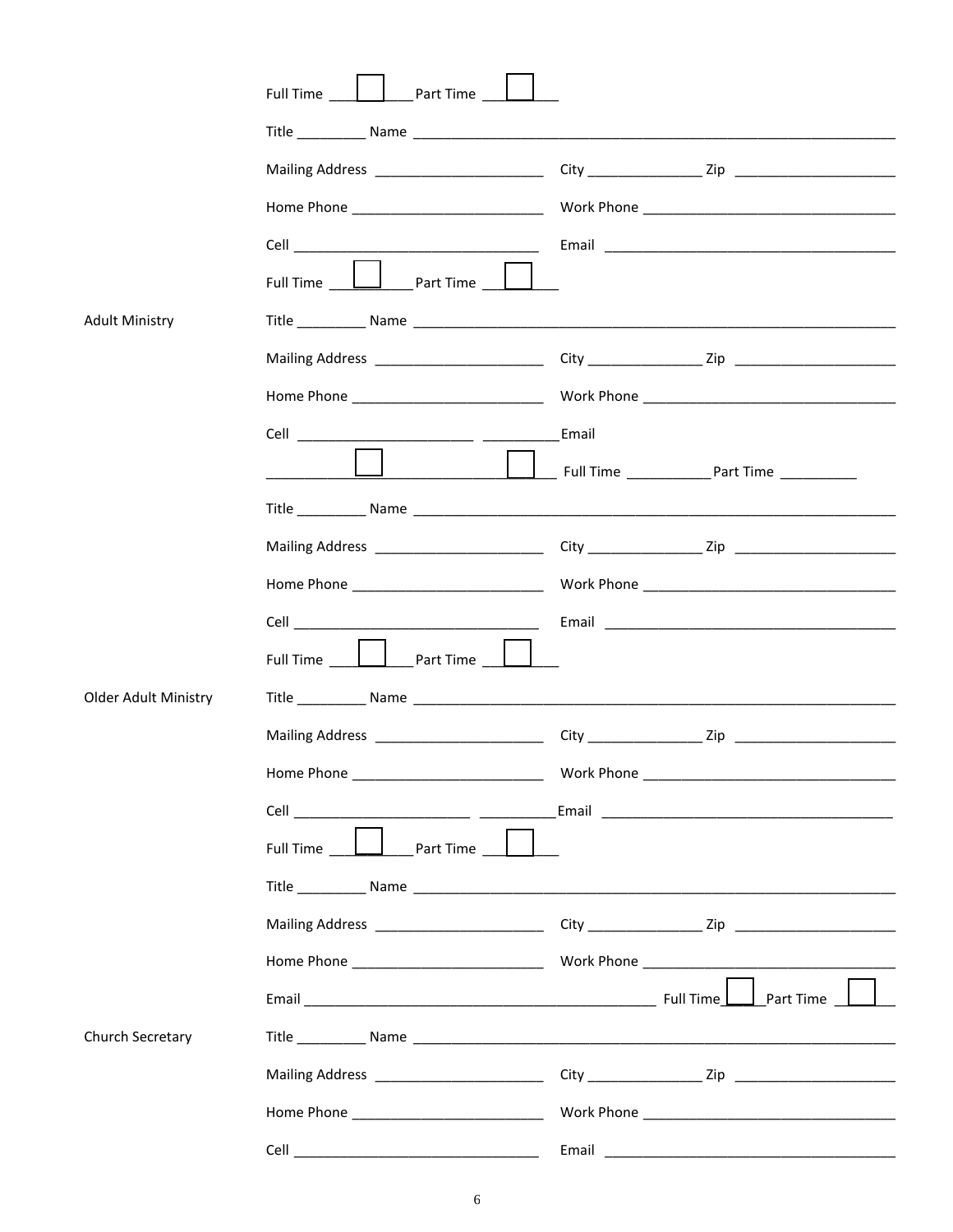Full Time ☐ Part Time ☐

Title _________ Name ________________________________________________________________

Mailing Address ______________________ City _______________ Zip _____________________

Home Phone ________________________ Work Phone _________________________________

Cell _______________________________ Email ______________________________________

Full Time ☐ Part Time ☐

**Adult Ministry**

Title _________ Name ________________________________________________________________

Mailing Address ______________________ City _______________ Zip _____________________

Home Phone ________________________ Work Phone _________________________________

Cell _______________________ __________Email

☐ ☐ Full Time ___________ Part Time __________

Title _________ Name ________________________________________________________________

Mailing Address ______________________ City _______________ Zip _____________________

Home Phone ________________________ Work Phone _________________________________

Cell _______________________________ Email ______________________________________

Full Time ☐ Part Time ☐

**Older Adult Ministry**

Title _________ Name ________________________________________________________________

Mailing Address ______________________ City _______________ Zip _____________________

Home Phone ________________________ Work Phone _________________________________

Cell _______________________ __________Email ______________________________________

Full Time ☐ Part Time ☐

Title _________ Name ________________________________________________________________

Mailing Address ______________________ City _______________ Zip _____________________

Home Phone ________________________ Work Phone _________________________________

Email ______________________________________________ Full Time ☐ Part Time ☐

**Church Secretary**

Title _________ Name ________________________________________________________________

Mailing Address ______________________ City _______________ Zip _____________________

Home Phone ________________________ Work Phone _________________________________

Cell _______________________________ Email ______________________________________